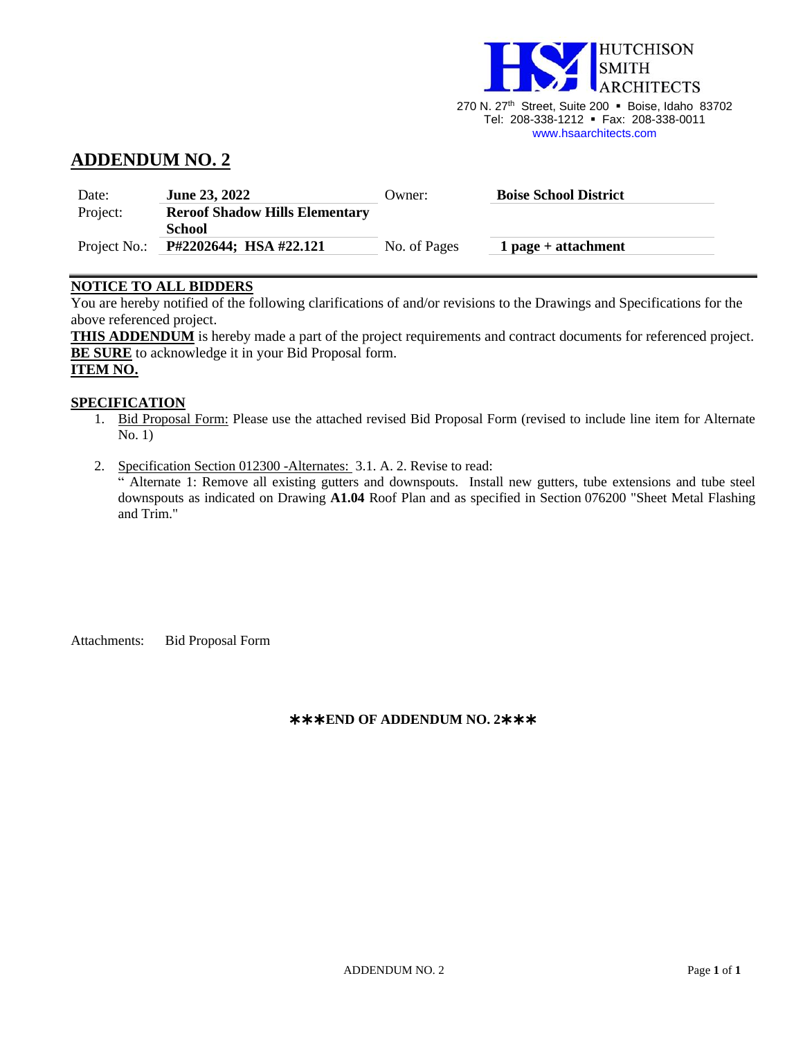HUTCHISON SMITH ARCHITECTS

270 N. 27th Street, Suite 200 ▪ Boise, Idaho 83702
Tel: 208-338-1212 ▪ Fax: 208-338-0011
www.hsaarchitects.com

# ADDENDUM NO. 2

| | | | |
|---|---|---|---|
| Date: | **June 23, 2022** | Owner: | **Boise School District** |
| Project: | **Reroof Shadow Hills Elementary School** | | |
| Project No.: | **P#2202644; HSA #22.121** | No. of Pages | **1 page + attachment** |

**NOTICE TO ALL BIDDERS**

You are hereby notified of the following clarifications of and/or revisions to the Drawings and Specifications for the above referenced project.

**THIS ADDENDUM** is hereby made a part of the project requirements and contract documents for referenced project.

**BE SURE** to acknowledge it in your Bid Proposal form.

**ITEM NO.**

**SPECIFICATION**

1. Bid Proposal Form: Please use the attached revised Bid Proposal Form (revised to include line item for Alternate No. 1)

2. Specification Section 012300 -Alternates: 3.1. A. 2. Revise to read:
   " Alternate 1: Remove all existing gutters and downspouts. Install new gutters, tube extensions and tube steel downspouts as indicated on Drawing **A1.04** Roof Plan and as specified in Section 076200 "Sheet Metal Flashing and Trim."

Attachments: Bid Proposal Form

**∗∗∗END OF ADDENDUM NO. 2∗∗∗**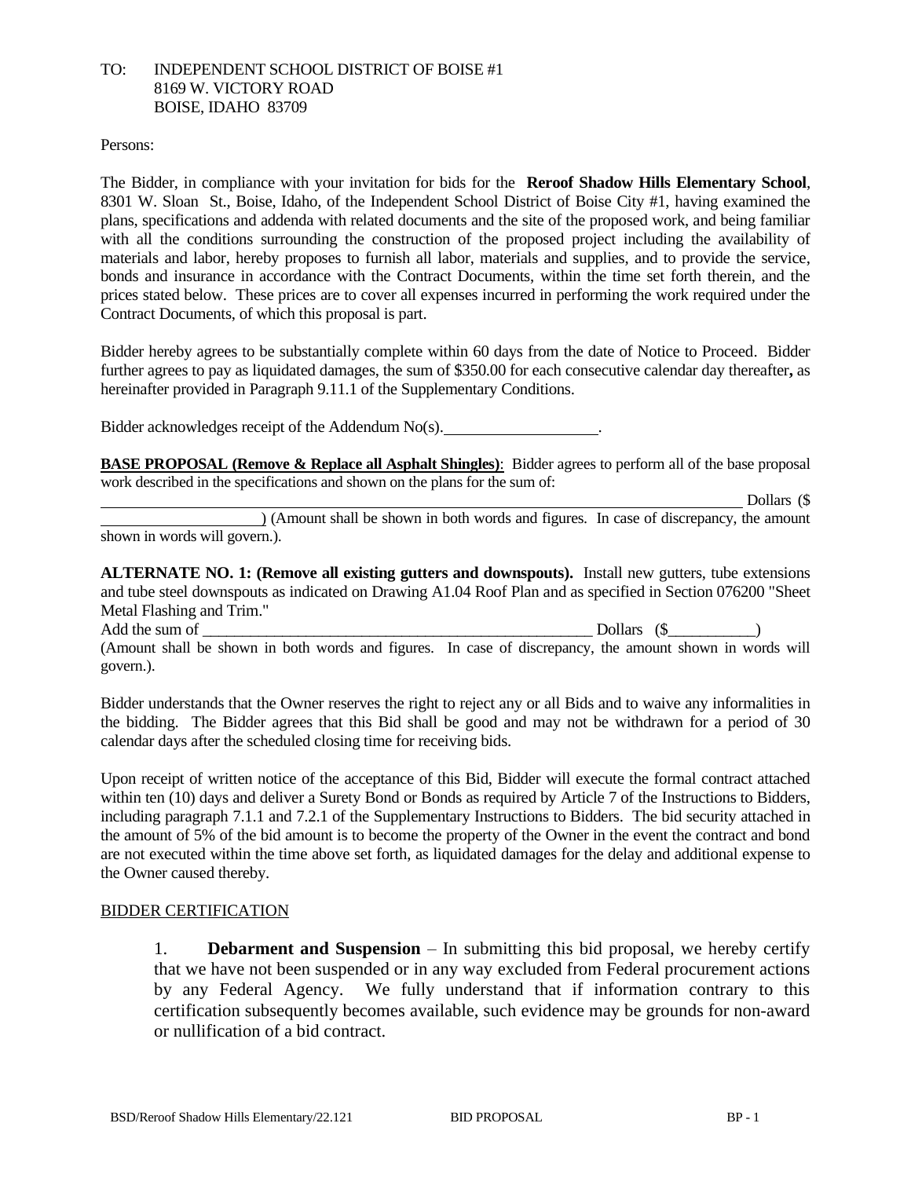TO: INDEPENDENT SCHOOL DISTRICT OF BOISE #1
8169 W. VICTORY ROAD
BOISE, IDAHO 83709

Persons:

The Bidder, in compliance with your invitation for bids for the **Reroof Shadow Hills Elementary School**, 8301 W. Sloan St., Boise, Idaho, of the Independent School District of Boise City #1, having examined the plans, specifications and addenda with related documents and the site of the proposed work, and being familiar with all the conditions surrounding the construction of the proposed project including the availability of materials and labor, hereby proposes to furnish all labor, materials and supplies, and to provide the service, bonds and insurance in accordance with the Contract Documents, within the time set forth therein, and the prices stated below. These prices are to cover all expenses incurred in performing the work required under the Contract Documents, of which this proposal is part.

Bidder hereby agrees to be substantially complete within 60 days from the date of Notice to Proceed. Bidder further agrees to pay as liquidated damages, the sum of $350.00 for each consecutive calendar day thereafter**,** as hereinafter provided in Paragraph 9.11.1 of the Supplementary Conditions.

Bidder acknowledges receipt of the Addendum No(s).____________________.

**BASE PROPOSAL (Remove & Replace all Asphalt Shingles)**: Bidder agrees to perform all of the base proposal work described in the specifications and shown on the plans for the sum of:

__________________________________________________________________________________ Dollars ($ ____________________) (Amount shall be shown in both words and figures. In case of discrepancy, the amount shown in words will govern.).

**ALTERNATE NO. 1: (Remove all existing gutters and downspouts).** Install new gutters, tube extensions and tube steel downspouts as indicated on Drawing A1.04 Roof Plan and as specified in Section 076200 "Sheet Metal Flashing and Trim."

Add the sum of ____________________________________________________ Dollars ($___________)
(Amount shall be shown in both words and figures. In case of discrepancy, the amount shown in words will govern.).

Bidder understands that the Owner reserves the right to reject any or all Bids and to waive any informalities in the bidding. The Bidder agrees that this Bid shall be good and may not be withdrawn for a period of 30 calendar days after the scheduled closing time for receiving bids.

Upon receipt of written notice of the acceptance of this Bid, Bidder will execute the formal contract attached within ten (10) days and deliver a Surety Bond or Bonds as required by Article 7 of the Instructions to Bidders, including paragraph 7.1.1 and 7.2.1 of the Supplementary Instructions to Bidders. The bid security attached in the amount of 5% of the bid amount is to become the property of the Owner in the event the contract and bond are not executed within the time above set forth, as liquidated damages for the delay and additional expense to the Owner caused thereby.

BIDDER CERTIFICATION

1. **Debarment and Suspension** – In submitting this bid proposal, we hereby certify that we have not been suspended or in any way excluded from Federal procurement actions by any Federal Agency. We fully understand that if information contrary to this certification subsequently becomes available, such evidence may be grounds for non-award or nullification of a bid contract.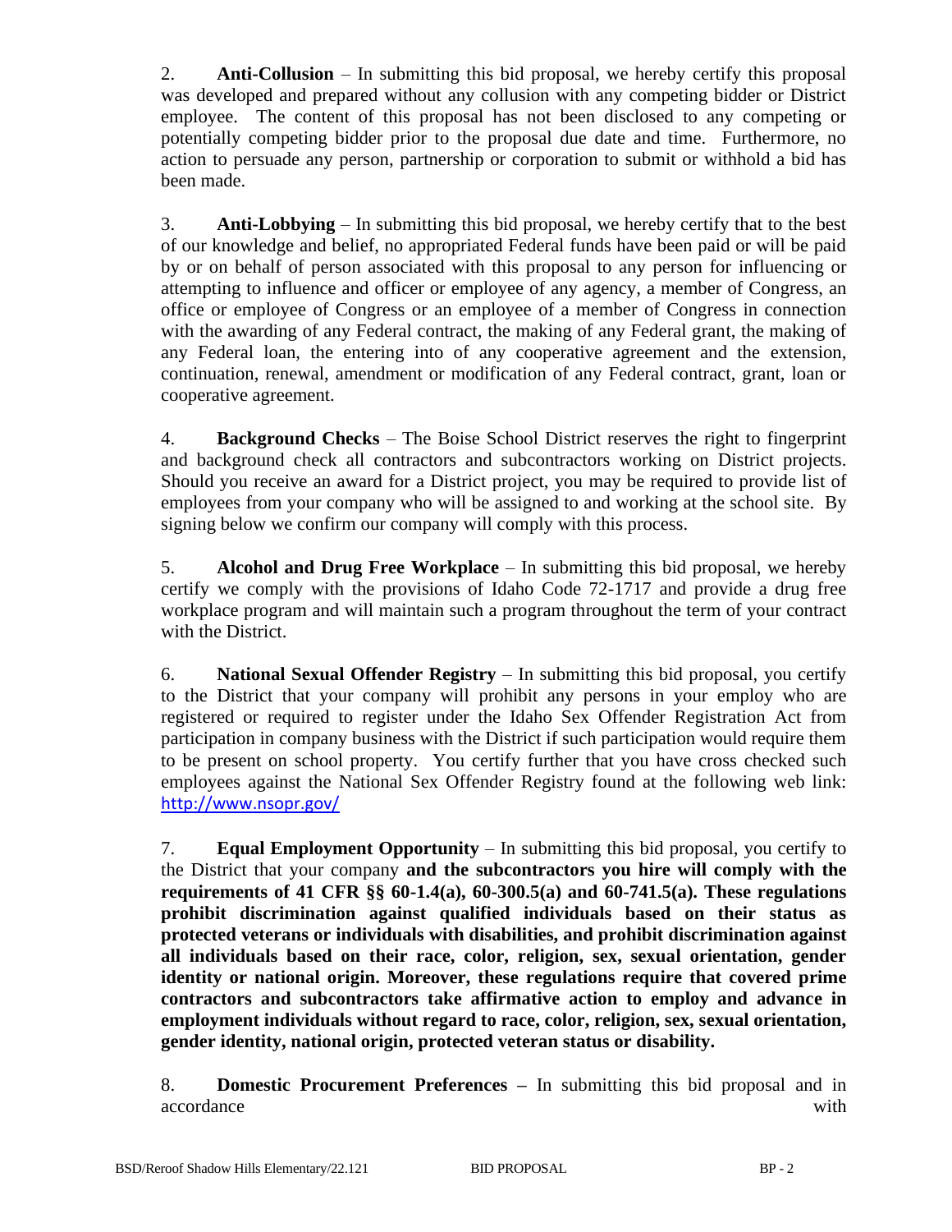2. **Anti-Collusion** – In submitting this bid proposal, we hereby certify this proposal was developed and prepared without any collusion with any competing bidder or District employee. The content of this proposal has not been disclosed to any competing or potentially competing bidder prior to the proposal due date and time. Furthermore, no action to persuade any person, partnership or corporation to submit or withhold a bid has been made.

3. **Anti-Lobbying** – In submitting this bid proposal, we hereby certify that to the best of our knowledge and belief, no appropriated Federal funds have been paid or will be paid by or on behalf of person associated with this proposal to any person for influencing or attempting to influence and officer or employee of any agency, a member of Congress, an office or employee of Congress or an employee of a member of Congress in connection with the awarding of any Federal contract, the making of any Federal grant, the making of any Federal loan, the entering into of any cooperative agreement and the extension, continuation, renewal, amendment or modification of any Federal contract, grant, loan or cooperative agreement.

4. **Background Checks** – The Boise School District reserves the right to fingerprint and background check all contractors and subcontractors working on District projects. Should you receive an award for a District project, you may be required to provide list of employees from your company who will be assigned to and working at the school site. By signing below we confirm our company will comply with this process.

5. **Alcohol and Drug Free Workplace** – In submitting this bid proposal, we hereby certify we comply with the provisions of Idaho Code 72-1717 and provide a drug free workplace program and will maintain such a program throughout the term of your contract with the District.

6. **National Sexual Offender Registry** – In submitting this bid proposal, you certify to the District that your company will prohibit any persons in your employ who are registered or required to register under the Idaho Sex Offender Registration Act from participation in company business with the District if such participation would require them to be present on school property. You certify further that you have cross checked such employees against the National Sex Offender Registry found at the following web link: http://www.nsopr.gov/

7. **Equal Employment Opportunity** – In submitting this bid proposal, you certify to the District that your company **and the subcontractors you hire will comply with the requirements of 41 CFR §§ 60-1.4(a), 60-300.5(a) and 60-741.5(a). These regulations prohibit discrimination against qualified individuals based on their status as protected veterans or individuals with disabilities, and prohibit discrimination against all individuals based on their race, color, religion, sex, sexual orientation, gender identity or national origin. Moreover, these regulations require that covered prime contractors and subcontractors take affirmative action to employ and advance in employment individuals without regard to race, color, religion, sex, sexual orientation, gender identity, national origin, protected veteran status or disability.**

8. **Domestic Procurement Preferences –** In submitting this bid proposal and in accordance with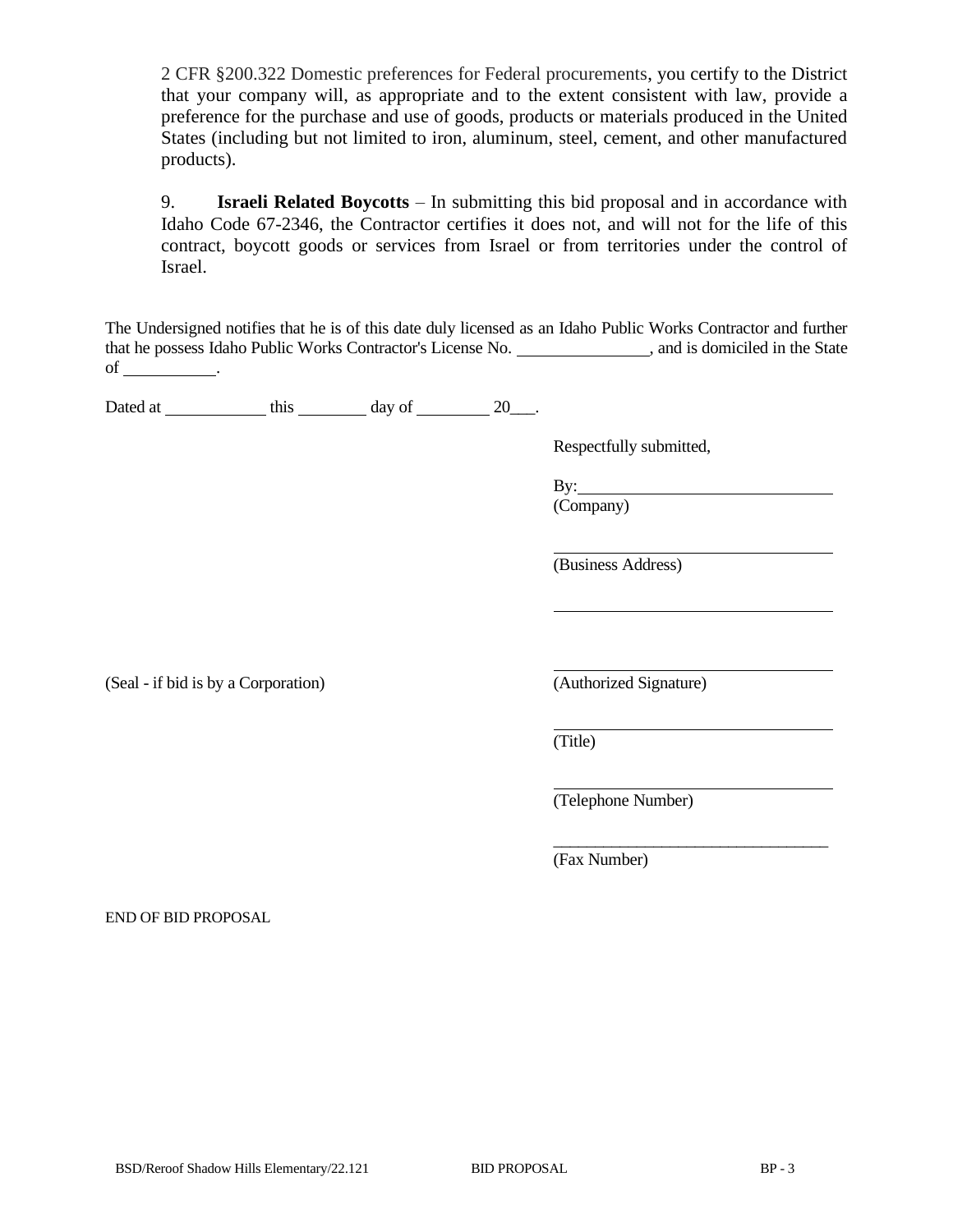2 CFR §200.322 Domestic preferences for Federal procurements, you certify to the District that your company will, as appropriate and to the extent consistent with law, provide a preference for the purchase and use of goods, products or materials produced in the United States (including but not limited to iron, aluminum, steel, cement, and other manufactured products).

9. **Israeli Related Boycotts** – In submitting this bid proposal and in accordance with Idaho Code 67-2346, the Contractor certifies it does not, and will not for the life of this contract, boycott goods or services from Israel or from territories under the control of Israel.

The Undersigned notifies that he is of this date duly licensed as an Idaho Public Works Contractor and further that he possess Idaho Public Works Contractor's License No. _______________, and is domiciled in the State of __________.

Dated at ____________ this ________ day of _________ 20___.

Respectfully submitted,

By: ______________________________
(Company)

______________________________
(Business Address)

______________________________

______________________________
(Seal - if bid is by a Corporation) (Authorized Signature)

______________________________
(Title)

______________________________
(Telephone Number)

______________________________
(Fax Number)

END OF BID PROPOSAL